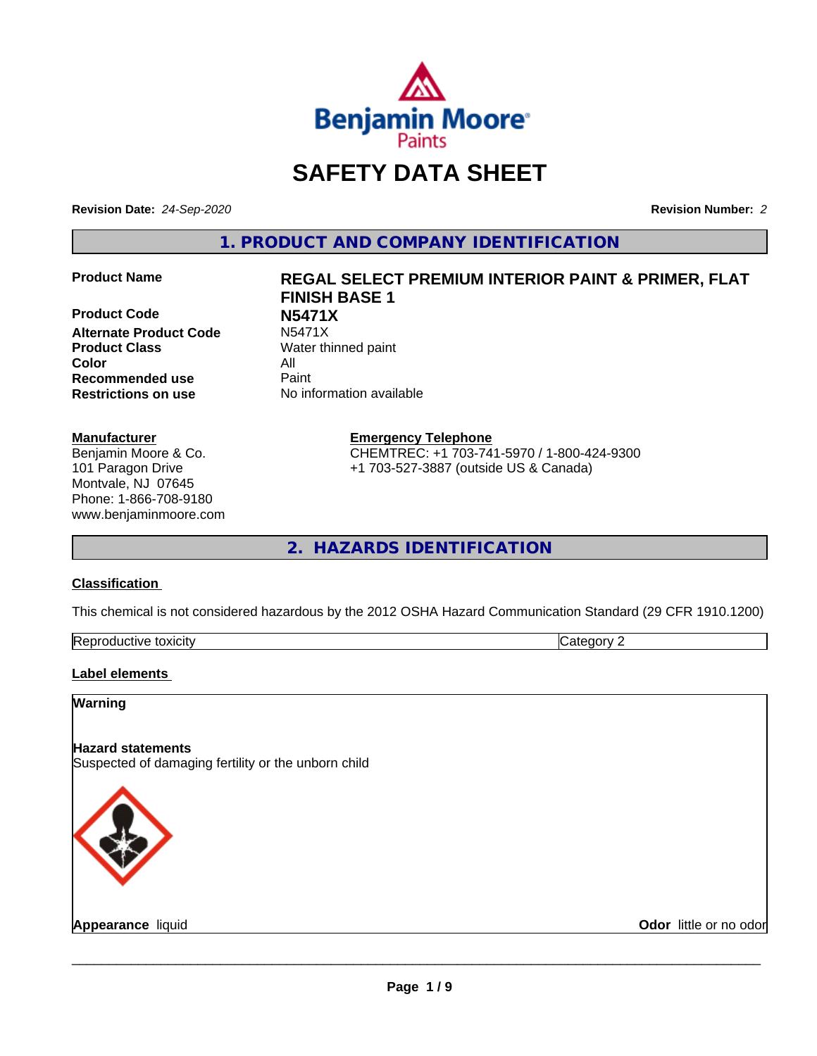Benjamin Moore Paints

# SAFETY DATA SHEET

**Revision Date:** *24-Sep-2020*

**Revision Number:** *2*

## 1. PRODUCT AND COMPANY IDENTIFICATION

| | |
|---|---|
| **Product Name** | **REGAL SELECT PREMIUM INTERIOR PAINT & PRIMER, FLAT FINISH BASE 1** |
| **Product Code** | **N5471X** |
| **Alternate Product Code** | N5471X |
| **Product Class** | Water thinned paint |
| **Color** | All |
| **Recommended use** | Paint |
| **Restrictions on use** | No information available |

**Manufacturer**
Benjamin Moore & Co.
101 Paragon Drive
Montvale, NJ 07645
Phone: 1-866-708-9180
www.benjaminmoore.com

**Emergency Telephone**
CHEMTREC: +1 703-741-5970 / 1-800-424-9300
+1 703-527-3887 (outside US & Canada)

## 2. HAZARDS IDENTIFICATION

**Classification**

This chemical is not considered hazardous by the 2012 OSHA Hazard Communication Standard (29 CFR 1910.1200)

| | |
|---|---|
| Reproductive toxicity | Category 2 |

**Label elements**

**Warning**

**Hazard statements**
Suspected of damaging fertility or the unborn child

**Appearance** liquid

**Odor** little or no odor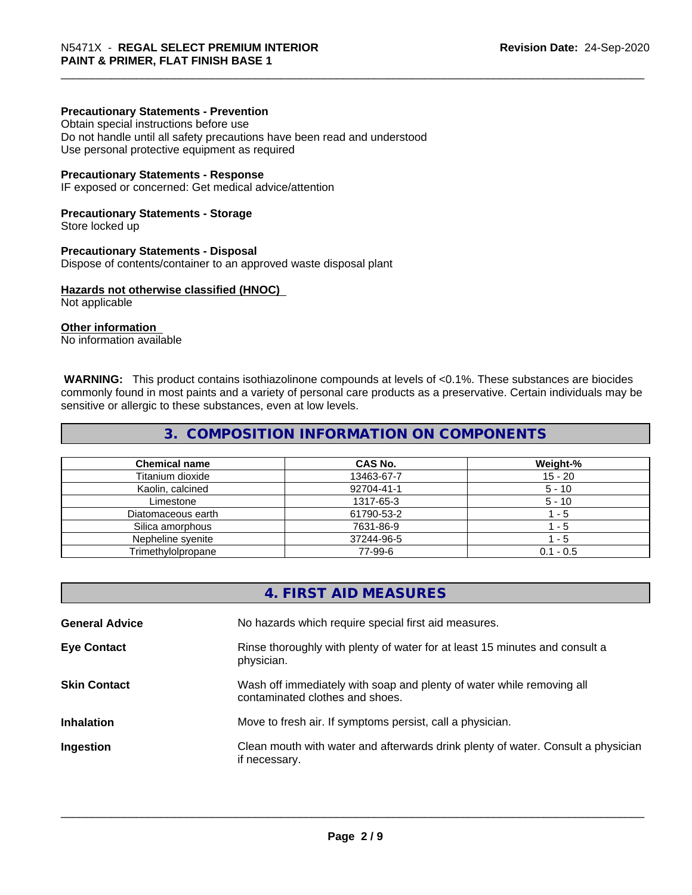**Precautionary Statements - Prevention**
Obtain special instructions before use
Do not handle until all safety precautions have been read and understood
Use personal protective equipment as required

**Precautionary Statements - Response**
IF exposed or concerned: Get medical advice/attention

**Precautionary Statements - Storage**
Store locked up

**Precautionary Statements - Disposal**
Dispose of contents/container to an approved waste disposal plant

**Hazards not otherwise classified (HNOC)**
Not applicable

**Other information**
No information available

**WARNING:** This product contains isothiazolinone compounds at levels of <0.1%. These substances are biocides commonly found in most paints and a variety of personal care products as a preservative. Certain individuals may be sensitive or allergic to these substances, even at low levels.

## 3. COMPOSITION INFORMATION ON COMPONENTS

| Chemical name | CAS No. | Weight-% |
|---|---|---|
| Titanium dioxide | 13463-67-7 | 15 - 20 |
| Kaolin, calcined | 92704-41-1 | 5 - 10 |
| Limestone | 1317-65-3 | 5 - 10 |
| Diatomaceous earth | 61790-53-2 | 1 - 5 |
| Silica amorphous | 7631-86-9 | 1 - 5 |
| Nepheline syenite | 37244-96-5 | 1 - 5 |
| Trimethylolpropane | 77-99-6 | 0.1 - 0.5 |

## 4. FIRST AID MEASURES

**General Advice** No hazards which require special first aid measures.

**Eye Contact** Rinse thoroughly with plenty of water for at least 15 minutes and consult a physician.

**Skin Contact** Wash off immediately with soap and plenty of water while removing all contaminated clothes and shoes.

**Inhalation** Move to fresh air. If symptoms persist, call a physician.

**Ingestion** Clean mouth with water and afterwards drink plenty of water. Consult a physician if necessary.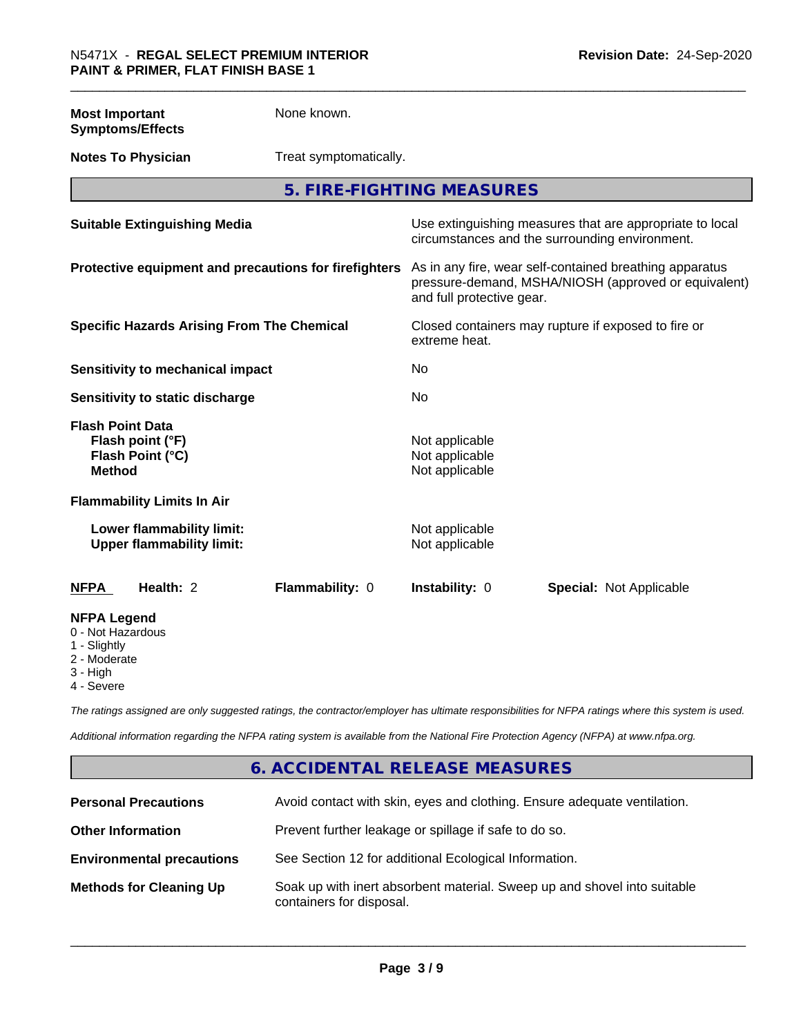| | |
|---|---|
| **Most Important Symptoms/Effects** | None known. |
| **Notes To Physician** | Treat symptomatically. |

## 5. FIRE-FIGHTING MEASURES

| | |
|---|---|
| **Suitable Extinguishing Media** | Use extinguishing measures that are appropriate to local circumstances and the surrounding environment. |
| **Protective equipment and precautions for firefighters** | As in any fire, wear self-contained breathing apparatus pressure-demand, MSHA/NIOSH (approved or equivalent) and full protective gear. |
| **Specific Hazards Arising From The Chemical** | Closed containers may rupture if exposed to fire or extreme heat. |
| **Sensitivity to mechanical impact** | No |
| **Sensitivity to static discharge** | No |

**Flash Point Data**

| | |
|---|---|
| **Flash point (°F)** | Not applicable |
| **Flash Point (°C)** | Not applicable |
| **Method** | Not applicable |

**Flammability Limits In Air**

| | |
|---|---|
| **Lower flammability limit:** | Not applicable |
| **Upper flammability limit:** | Not applicable |

| **NFPA** | **Health:** 2 | **Flammability:** 0 | **Instability:** 0 | **Special:** Not Applicable |
|---|---|---|---|---|

**NFPA Legend**

- 0 - Not Hazardous
- 1 - Slightly
- 2 - Moderate
- 3 - High
- 4 - Severe

*The ratings assigned are only suggested ratings, the contractor/employer has ultimate responsibilities for NFPA ratings where this system is used.*

*Additional information regarding the NFPA rating system is available from the National Fire Protection Agency (NFPA) at www.nfpa.org.*

## 6. ACCIDENTAL RELEASE MEASURES

| | |
|---|---|
| **Personal Precautions** | Avoid contact with skin, eyes and clothing. Ensure adequate ventilation. |
| **Other Information** | Prevent further leakage or spillage if safe to do so. |
| **Environmental precautions** | See Section 12 for additional Ecological Information. |
| **Methods for Cleaning Up** | Soak up with inert absorbent material. Sweep up and shovel into suitable containers for disposal. |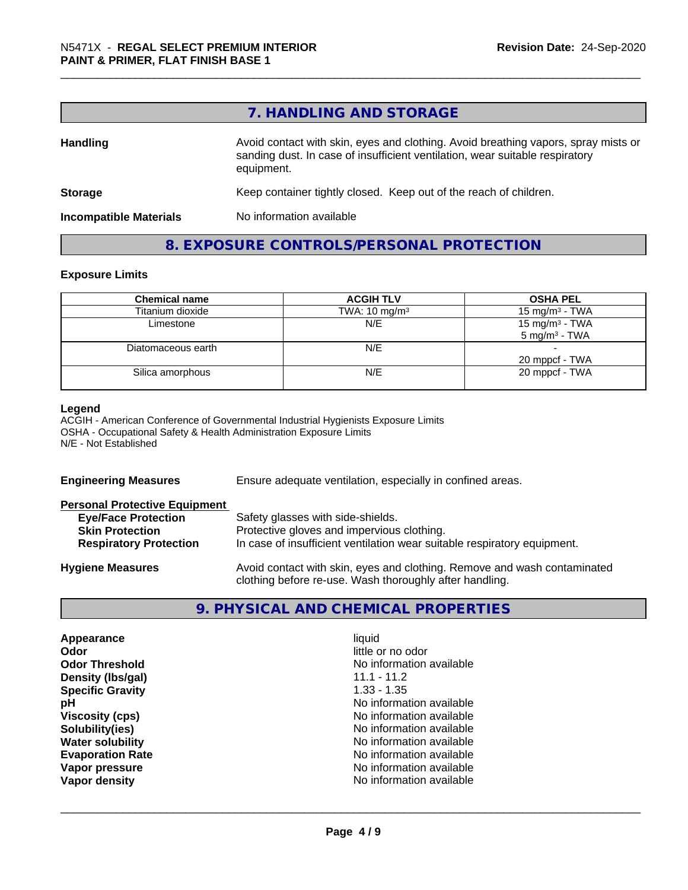## 7. HANDLING AND STORAGE

**Handling** Avoid contact with skin, eyes and clothing. Avoid breathing vapors, spray mists or sanding dust. In case of insufficient ventilation, wear suitable respiratory equipment.

**Storage** Keep container tightly closed. Keep out of the reach of children.

**Incompatible Materials** No information available

## 8. EXPOSURE CONTROLS/PERSONAL PROTECTION

### Exposure Limits

| Chemical name | ACGIH TLV | OSHA PEL |
|---|---|---|
| Titanium dioxide | TWA: 10 mg/m³ | 15 mg/m³ - TWA |
| Limestone | N/E | 15 mg/m³ - TWA<br>5 mg/m³ - TWA |
| Diatomaceous earth | N/E | -<br>20 mppcf - TWA |
| Silica amorphous | N/E | 20 mppcf - TWA |

**Legend**
ACGIH - American Conference of Governmental Industrial Hygienists Exposure Limits
OSHA - Occupational Safety & Health Administration Exposure Limits
N/E - Not Established

**Engineering Measures** Ensure adequate ventilation, especially in confined areas.

**Personal Protective Equipment**

- **Eye/Face Protection** Safety glasses with side-shields.
- **Skin Protection** Protective gloves and impervious clothing.
- **Respiratory Protection** In case of insufficient ventilation wear suitable respiratory equipment.

**Hygiene Measures** Avoid contact with skin, eyes and clothing. Remove and wash contaminated clothing before re-use. Wash thoroughly after handling.

## 9. PHYSICAL AND CHEMICAL PROPERTIES

| | |
|---|---|
| **Appearance** | liquid |
| **Odor** | little or no odor |
| **Odor Threshold** | No information available |
| **Density (lbs/gal)** | 11.1 - 11.2 |
| **Specific Gravity** | 1.33 - 1.35 |
| **pH** | No information available |
| **Viscosity (cps)** | No information available |
| **Solubility(ies)** | No information available |
| **Water solubility** | No information available |
| **Evaporation Rate** | No information available |
| **Vapor pressure** | No information available |
| **Vapor density** | No information available |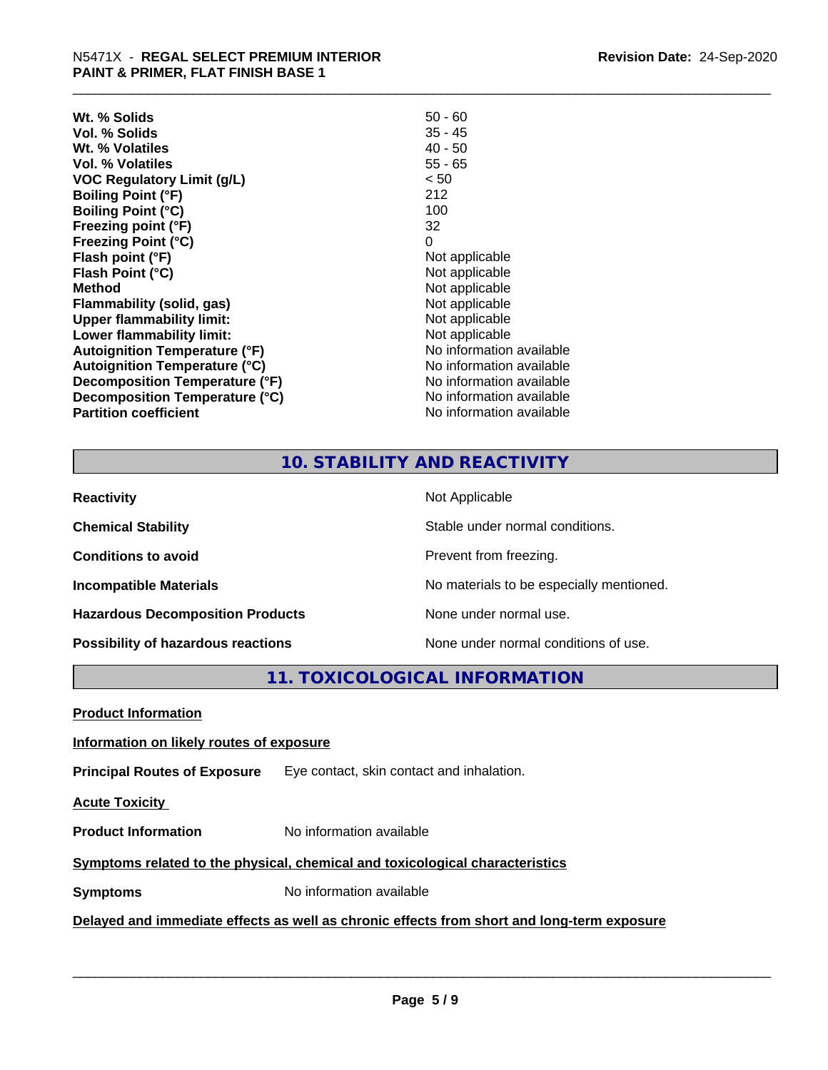| | |
|---|---|
| **Wt. % Solids** | 50 - 60 |
| **Vol. % Solids** | 35 - 45 |
| **Wt. % Volatiles** | 40 - 50 |
| **Vol. % Volatiles** | 55 - 65 |
| **VOC Regulatory Limit (g/L)** | < 50 |
| **Boiling Point (°F)** | 212 |
| **Boiling Point (°C)** | 100 |
| **Freezing point (°F)** | 32 |
| **Freezing Point (°C)** | 0 |
| **Flash point (°F)** | Not applicable |
| **Flash Point (°C)** | Not applicable |
| **Method** | Not applicable |
| **Flammability (solid, gas)** | Not applicable |
| **Upper flammability limit:** | Not applicable |
| **Lower flammability limit:** | Not applicable |
| **Autoignition Temperature (°F)** | No information available |
| **Autoignition Temperature (°C)** | No information available |
| **Decomposition Temperature (°F)** | No information available |
| **Decomposition Temperature (°C)** | No information available |
| **Partition coefficient** | No information available |

## 10. STABILITY AND REACTIVITY

| | |
|---|---|
| **Reactivity** | Not Applicable |
| **Chemical Stability** | Stable under normal conditions. |
| **Conditions to avoid** | Prevent from freezing. |
| **Incompatible Materials** | No materials to be especially mentioned. |
| **Hazardous Decomposition Products** | None under normal use. |
| **Possibility of hazardous reactions** | None under normal conditions of use. |

## 11. TOXICOLOGICAL INFORMATION

**Product Information**

**Information on likely routes of exposure**

**Principal Routes of Exposure** Eye contact, skin contact and inhalation.

**Acute Toxicity**

**Product Information** No information available

**Symptoms related to the physical, chemical and toxicological characteristics**

**Symptoms** No information available

**Delayed and immediate effects as well as chronic effects from short and long-term exposure**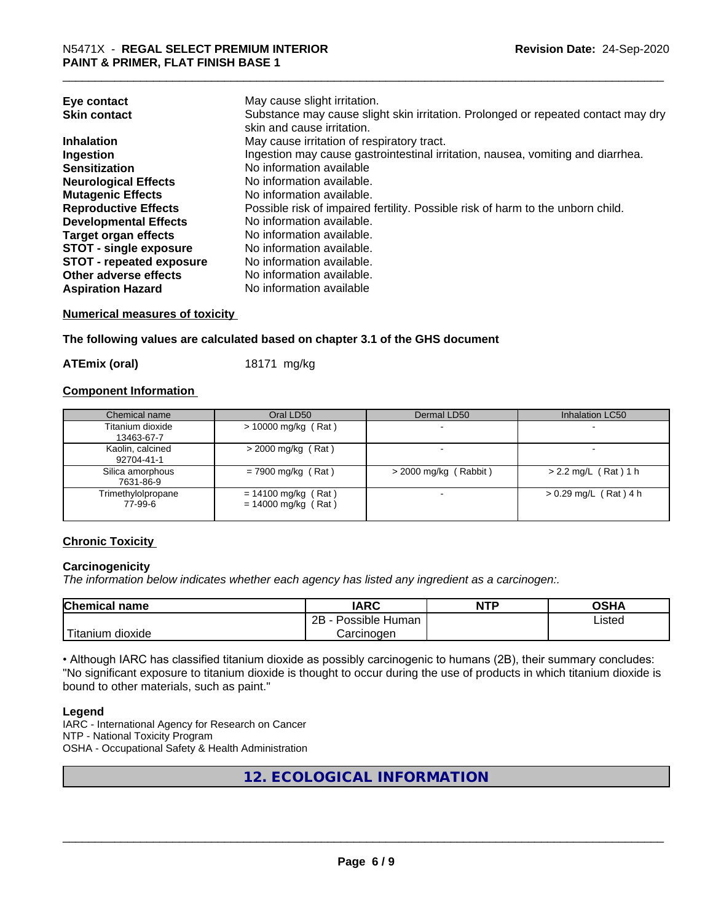| | |
|---|---|
| **Eye contact** | May cause slight irritation. |
| **Skin contact** | Substance may cause slight skin irritation. Prolonged or repeated contact may dry skin and cause irritation. |
| **Inhalation** | May cause irritation of respiratory tract. |
| **Ingestion** | Ingestion may cause gastrointestinal irritation, nausea, vomiting and diarrhea. |
| **Sensitization** | No information available |
| **Neurological Effects** | No information available. |
| **Mutagenic Effects** | No information available. |
| **Reproductive Effects** | Possible risk of impaired fertility. Possible risk of harm to the unborn child. |
| **Developmental Effects** | No information available. |
| **Target organ effects** | No information available. |
| **STOT - single exposure** | No information available. |
| **STOT - repeated exposure** | No information available. |
| **Other adverse effects** | No information available. |
| **Aspiration Hazard** | No information available |

**Numerical measures of toxicity**

**The following values are calculated based on chapter 3.1 of the GHS document**

**ATEmix (oral)** 18171 mg/kg

**Component Information**

| Chemical name | Oral LD50 | Dermal LD50 | Inhalation LC50 |
|---|---|---|---|
| Titanium dioxide 13463-67-7 | > 10000 mg/kg ( Rat ) | - | - |
| Kaolin, calcined 92704-41-1 | > 2000 mg/kg ( Rat ) | - | - |
| Silica amorphous 7631-86-9 | = 7900 mg/kg ( Rat ) | > 2000 mg/kg ( Rabbit ) | > 2.2 mg/L ( Rat ) 1 h |
| Trimethylolpropane 77-99-6 | = 14100 mg/kg ( Rat ) = 14000 mg/kg ( Rat ) | - | > 0.29 mg/L ( Rat ) 4 h |

**Chronic Toxicity**

**Carcinogenicity**

*The information below indicates whether each agency has listed any ingredient as a carcinogen:.*

| Chemical name | IARC | NTP | OSHA |
|---|---|---|---|
| Titanium dioxide | 2B - Possible Human Carcinogen | | Listed |

• Although IARC has classified titanium dioxide as possibly carcinogenic to humans (2B), their summary concludes: "No significant exposure to titanium dioxide is thought to occur during the use of products in which titanium dioxide is bound to other materials, such as paint."

**Legend**

IARC - International Agency for Research on Cancer
NTP - National Toxicity Program
OSHA - Occupational Safety & Health Administration

## 12. ECOLOGICAL INFORMATION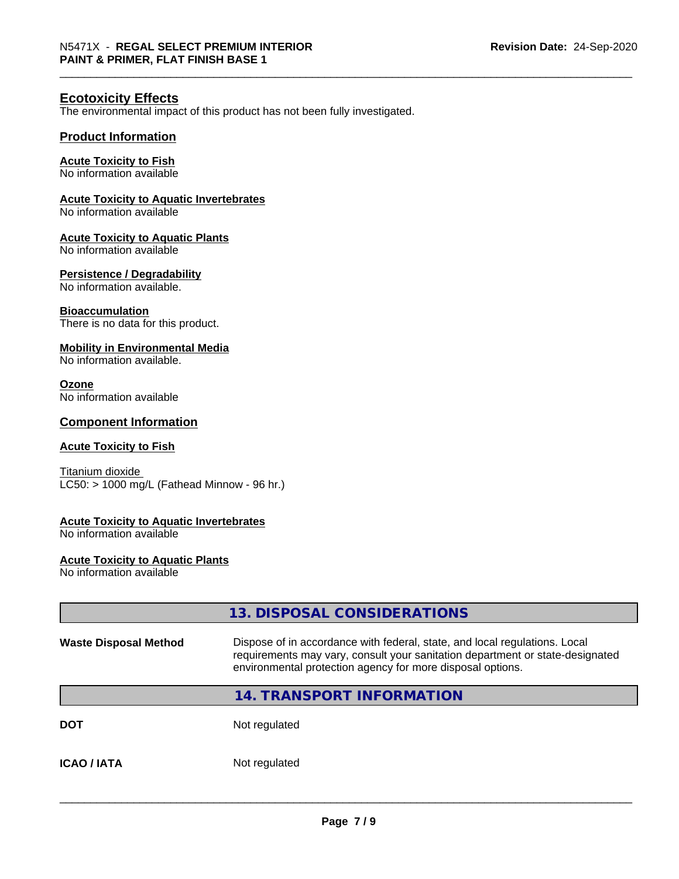## Ecotoxicity Effects

The environmental impact of this product has not been fully investigated.

### Product Information

**Acute Toxicity to Fish**
No information available

**Acute Toxicity to Aquatic Invertebrates**
No information available

**Acute Toxicity to Aquatic Plants**
No information available

**Persistence / Degradability**
No information available.

**Bioaccumulation**
There is no data for this product.

**Mobility in Environmental Media**
No information available.

**Ozone**
No information available

### Component Information

**Acute Toxicity to Fish**

Titanium dioxide
LC50: > 1000 mg/L (Fathead Minnow - 96 hr.)

**Acute Toxicity to Aquatic Invertebrates**
No information available

**Acute Toxicity to Aquatic Plants**
No information available

## 13. DISPOSAL CONSIDERATIONS

| | |
|---|---|
| **Waste Disposal Method** | Dispose of in accordance with federal, state, and local regulations. Local requirements may vary, consult your sanitation department or state-designated environmental protection agency for more disposal options. |

## 14. TRANSPORT INFORMATION

| | |
|---|---|
| **DOT** | Not regulated |
| **ICAO / IATA** | Not regulated |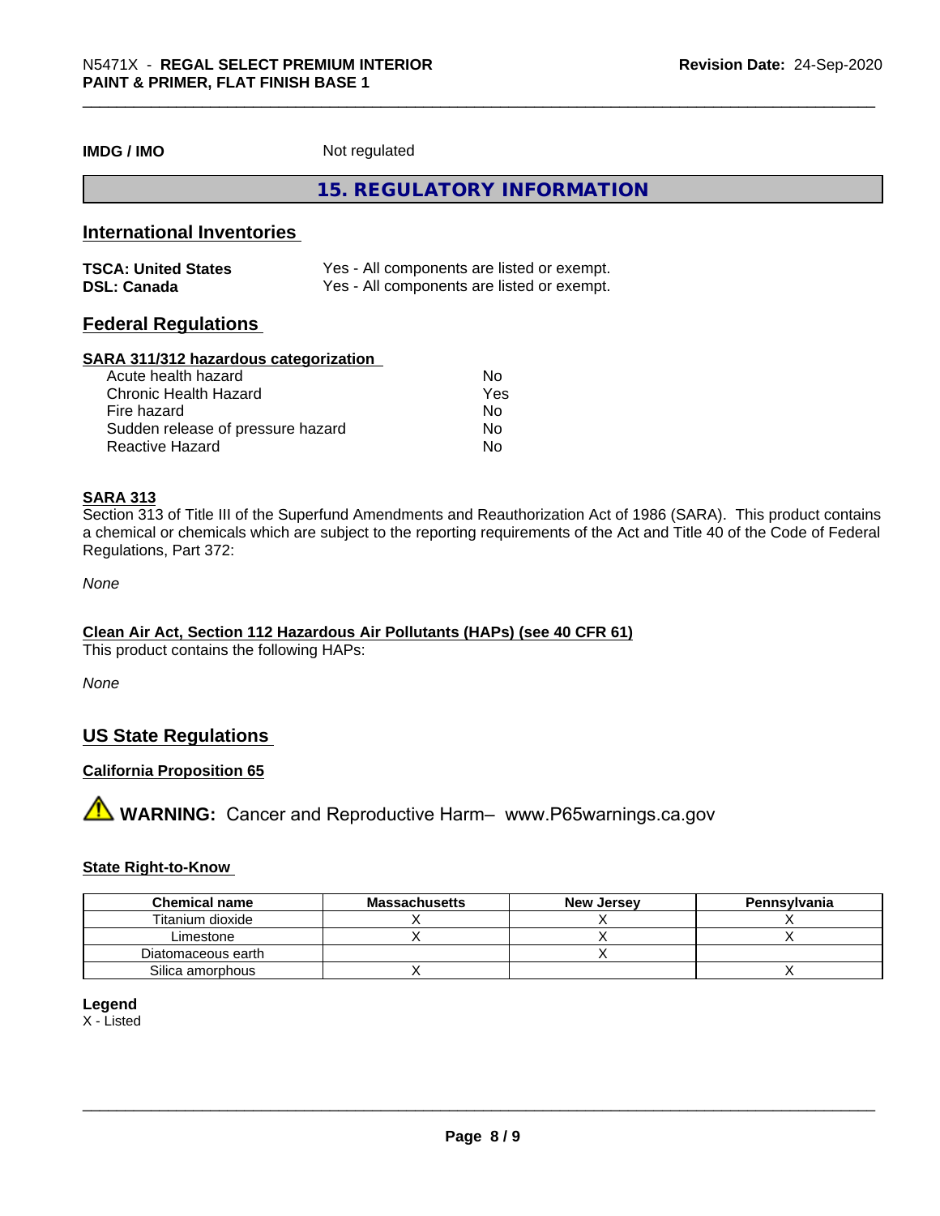**IMDG / IMO** Not regulated

## 15. REGULATORY INFORMATION

### International Inventories

| | |
|---|---|
| **TSCA: United States** | Yes - All components are listed or exempt. |
| **DSL: Canada** | Yes - All components are listed or exempt. |

### Federal Regulations

**SARA 311/312 hazardous categorization**

| | |
|---|---|
| Acute health hazard | No |
| Chronic Health Hazard | Yes |
| Fire hazard | No |
| Sudden release of pressure hazard | No |
| Reactive Hazard | No |

**SARA 313**

Section 313 of Title III of the Superfund Amendments and Reauthorization Act of 1986 (SARA). This product contains a chemical or chemicals which are subject to the reporting requirements of the Act and Title 40 of the Code of Federal Regulations, Part 372:

*None*

**Clean Air Act, Section 112 Hazardous Air Pollutants (HAPs) (see 40 CFR 61)**

This product contains the following HAPs:

*None*

### US State Regulations

**California Proposition 65**

⚠ **WARNING:** Cancer and Reproductive Harm– www.P65warnings.ca.gov

**State Right-to-Know**

| Chemical name | Massachusetts | New Jersey | Pennsylvania |
|---|---|---|---|
| Titanium dioxide | X | X | X |
| Limestone | X | X | X |
| Diatomaceous earth | | X | |
| Silica amorphous | X | | X |

**Legend**

X - Listed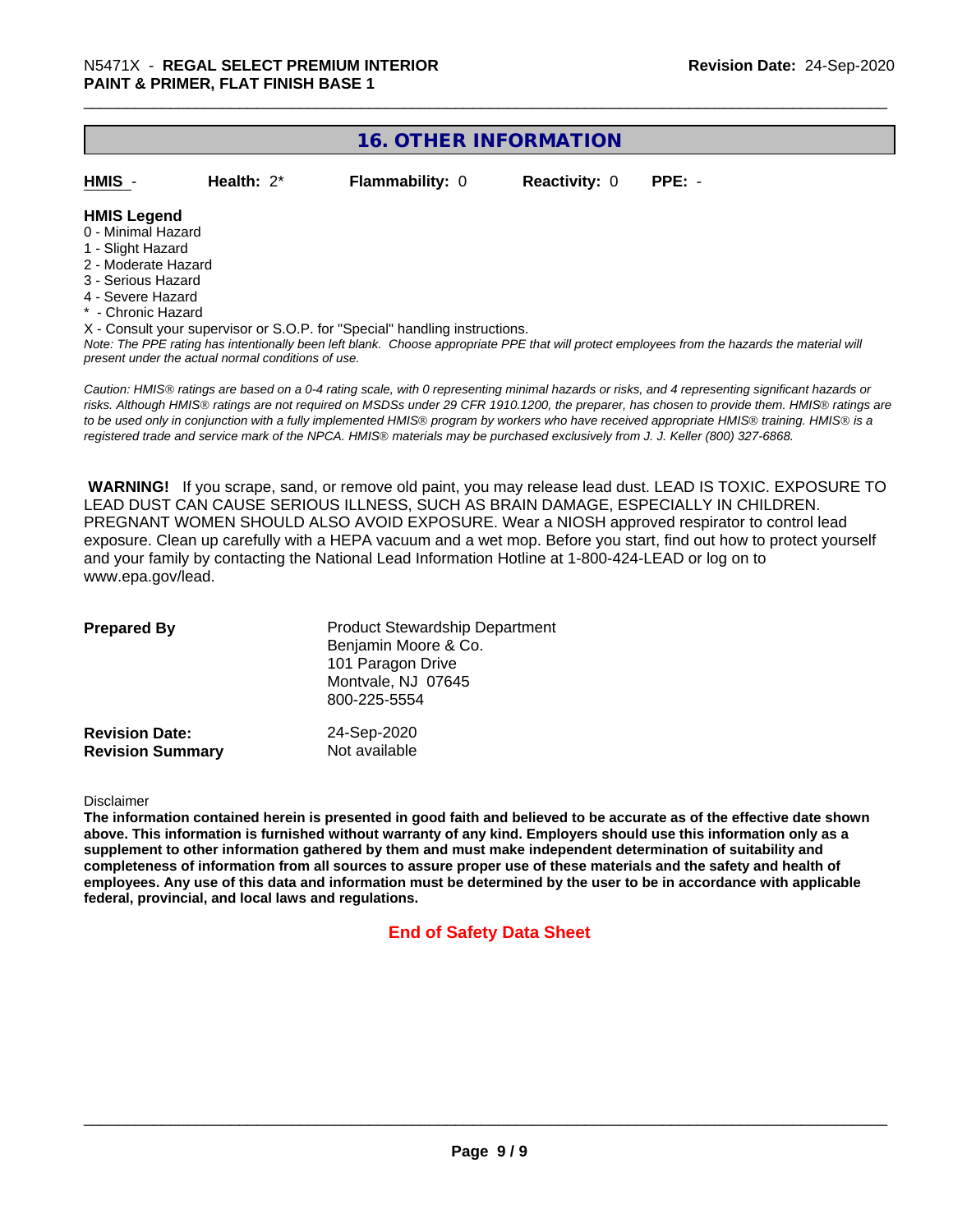## 16. OTHER INFORMATION

| HMIS - | Health: 2* | Flammability: 0 | Reactivity: 0 | PPE: - |
| --- | --- | --- | --- | --- |

**HMIS Legend**

0 - Minimal Hazard
1 - Slight Hazard
2 - Moderate Hazard
3 - Serious Hazard
4 - Severe Hazard
* - Chronic Hazard
X - Consult your supervisor or S.O.P. for "Special" handling instructions.

*Note: The PPE rating has intentionally been left blank. Choose appropriate PPE that will protect employees from the hazards the material will present under the actual normal conditions of use.*

*Caution: HMIS® ratings are based on a 0-4 rating scale, with 0 representing minimal hazards or risks, and 4 representing significant hazards or risks. Although HMIS® ratings are not required on MSDSs under 29 CFR 1910.1200, the preparer, has chosen to provide them. HMIS® ratings are to be used only in conjunction with a fully implemented HMIS® program by workers who have received appropriate HMIS® training. HMIS® is a registered trade and service mark of the NPCA. HMIS® materials may be purchased exclusively from J. J. Keller (800) 327-6868.*

**WARNING!** If you scrape, sand, or remove old paint, you may release lead dust. LEAD IS TOXIC. EXPOSURE TO LEAD DUST CAN CAUSE SERIOUS ILLNESS, SUCH AS BRAIN DAMAGE, ESPECIALLY IN CHILDREN. PREGNANT WOMEN SHOULD ALSO AVOID EXPOSURE. Wear a NIOSH approved respirator to control lead exposure. Clean up carefully with a HEPA vacuum and a wet mop. Before you start, find out how to protect yourself and your family by contacting the National Lead Information Hotline at 1-800-424-LEAD or log on to www.epa.gov/lead.

**Prepared By**
Product Stewardship Department
Benjamin Moore & Co.
101 Paragon Drive
Montvale, NJ 07645
800-225-5554

**Revision Date:** 24-Sep-2020
**Revision Summary** Not available

Disclaimer

**The information contained herein is presented in good faith and believed to be accurate as of the effective date shown above. This information is furnished without warranty of any kind. Employers should use this information only as a supplement to other information gathered by them and must make independent determination of suitability and completeness of information from all sources to assure proper use of these materials and the safety and health of employees. Any use of this data and information must be determined by the user to be in accordance with applicable federal, provincial, and local laws and regulations.**

**End of Safety Data Sheet**